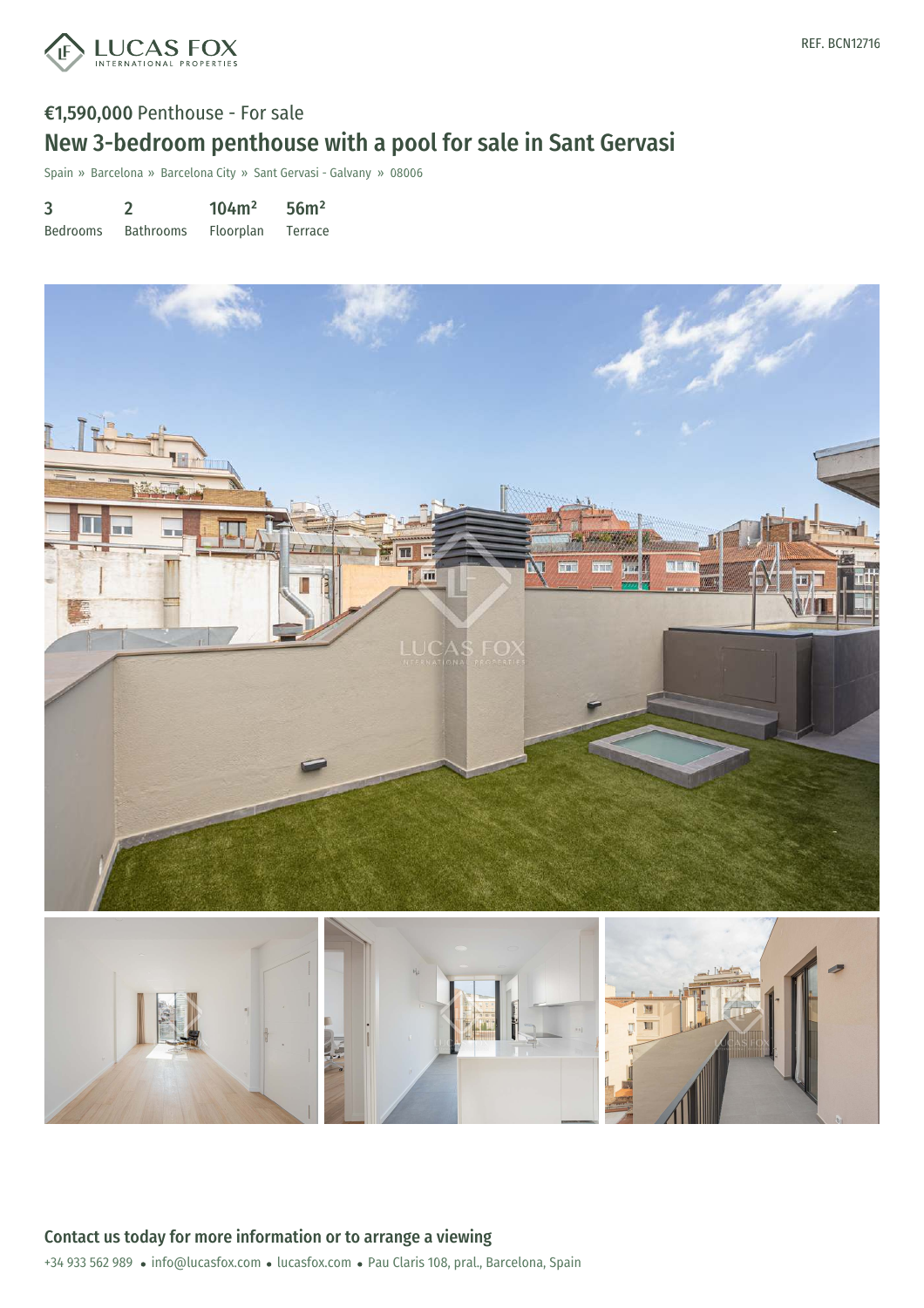LUCAS FOX INTERNATIONAL PROPERTIES

REF. BCN12716

**€1,590,000** Penthouse - For sale

## New 3-bedroom penthouse with a pool for sale in Sant Gervasi

Spain » Barcelona » Barcelona City » Sant Gervasi - Galvany » 08006

| 3 | 2 | 104m² | 56m² |
|---|---|---|---|
| Bedrooms | Bathrooms | Floorplan | Terrace |

### Contact us today for more information or to arrange a viewing

+34 933 562 989 • info@lucasfox.com • lucasfox.com • Pau Claris 108, pral., Barcelona, Spain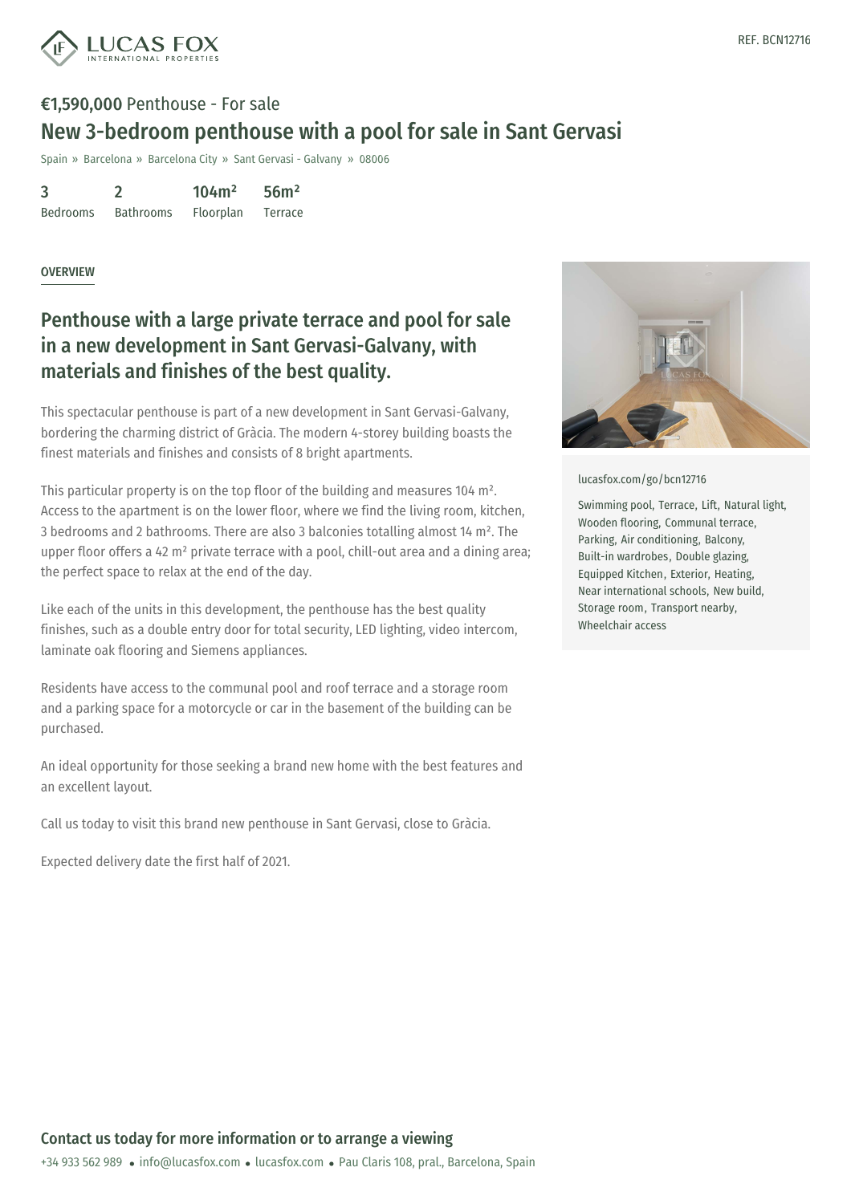REF. BCN12716

**€1,590,000** Penthouse - For sale

# New 3-bedroom penthouse with a pool for sale in Sant Gervasi

Spain » Barcelona » Barcelona City » Sant Gervasi - Galvany » 08006

| 3 | 2 | 104m² | 56m² |
|---|---|---|---|
| Bedrooms | Bathrooms | Floorplan | Terrace |

## OVERVIEW

## Penthouse with a large private terrace and pool for sale in a new development in Sant Gervasi-Galvany, with materials and finishes of the best quality.

This spectacular penthouse is part of a new development in Sant Gervasi-Galvany, bordering the charming district of Gràcia. The modern 4-storey building boasts the finest materials and finishes and consists of 8 bright apartments.

This particular property is on the top floor of the building and measures 104 m². Access to the apartment is on the lower floor, where we find the living room, kitchen, 3 bedrooms and 2 bathrooms. There are also 3 balconies totalling almost 14 m². The upper floor offers a 42 m² private terrace with a pool, chill-out area and a dining area; the perfect space to relax at the end of the day.

Like each of the units in this development, the penthouse has the best quality finishes, such as a double entry door for total security, LED lighting, video intercom, laminate oak flooring and Siemens appliances.

Residents have access to the communal pool and roof terrace and a storage room and a parking space for a motorcycle or car in the basement of the building can be purchased.

An ideal opportunity for those seeking a brand new home with the best features and an excellent layout.

Call us today to visit this brand new penthouse in Sant Gervasi, close to Gràcia.

Expected delivery date the first half of 2021.

lucasfox.com/go/bcn12716

Swimming pool, Terrace, Lift, Natural light, Wooden flooring, Communal terrace, Parking, Air conditioning, Balcony, Built-in wardrobes, Double glazing, Equipped Kitchen, Exterior, Heating, Near international schools, New build, Storage room, Transport nearby, Wheelchair access

## Contact us today for more information or to arrange a viewing

+34 933 562 989 • info@lucasfox.com • lucasfox.com • Pau Claris 108, pral., Barcelona, Spain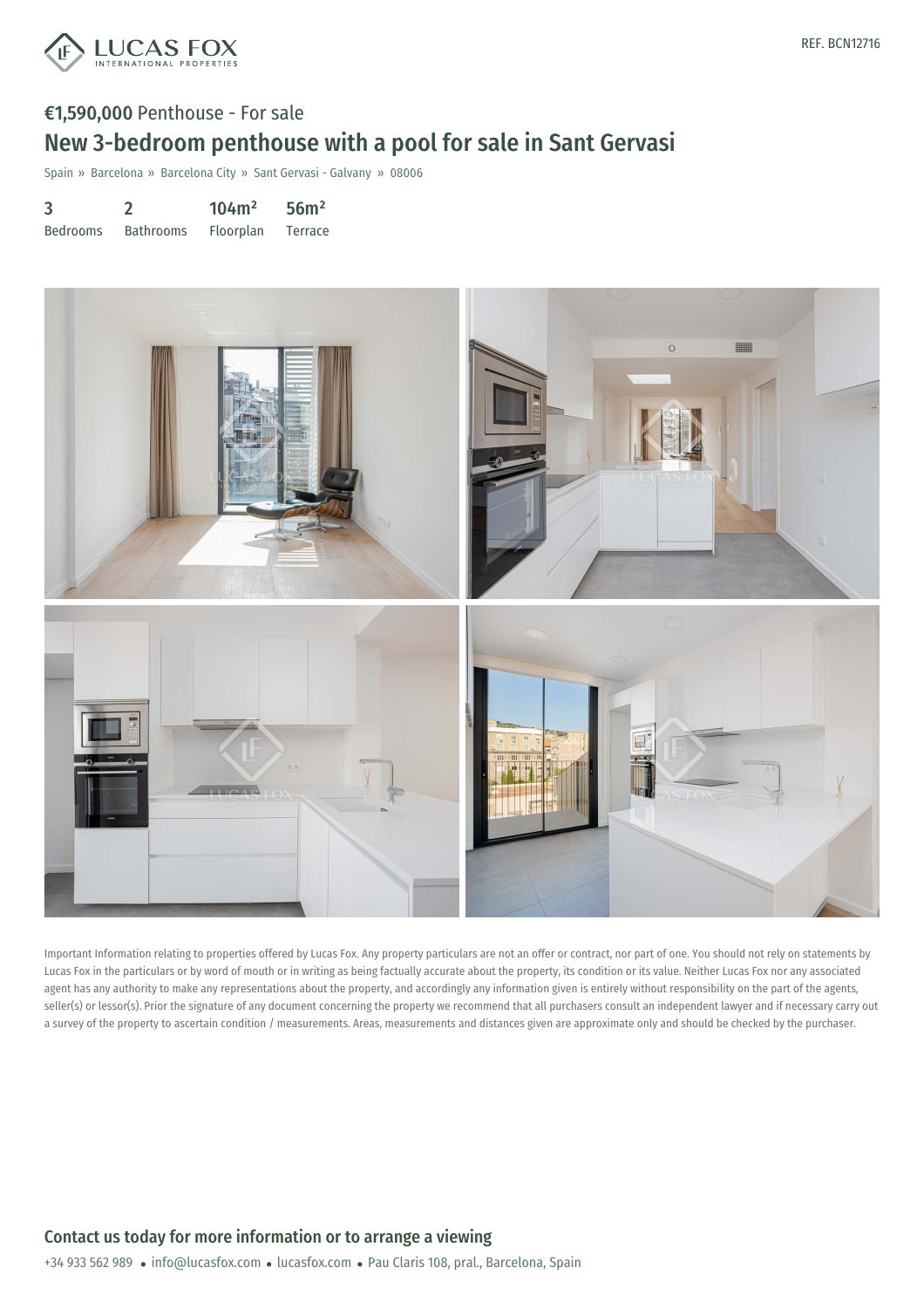REF. BCN12716

**€1,590,000** Penthouse - For sale

# New 3-bedroom penthouse with a pool for sale in Sant Gervasi

Spain » Barcelona » Barcelona City » Sant Gervasi - Galvany » 08006

| 3 | 2 | 104m² | 56m² |
|---|---|---|---|
| Bedrooms | Bathrooms | Floorplan | Terrace |

Important Information relating to properties offered by Lucas Fox. Any property particulars are not an offer or contract, nor part of one. You should not rely on statements by Lucas Fox in the particulars or by word of mouth or in writing as being factually accurate about the property, its condition or its value. Neither Lucas Fox nor any associated agent has any authority to make any representations about the property, and accordingly any information given is entirely without responsibility on the part of the agents, seller(s) or lessor(s). Prior the signature of any document concerning the property we recommend that all purchasers consult an independent lawyer and if necessary carry out a survey of the property to ascertain condition / measurements. Areas, measurements and distances given are approximate only and should be checked by the purchaser.

## Contact us today for more information or to arrange a viewing

+34 933 562 989 • info@lucasfox.com • lucasfox.com • Pau Claris 108, pral., Barcelona, Spain